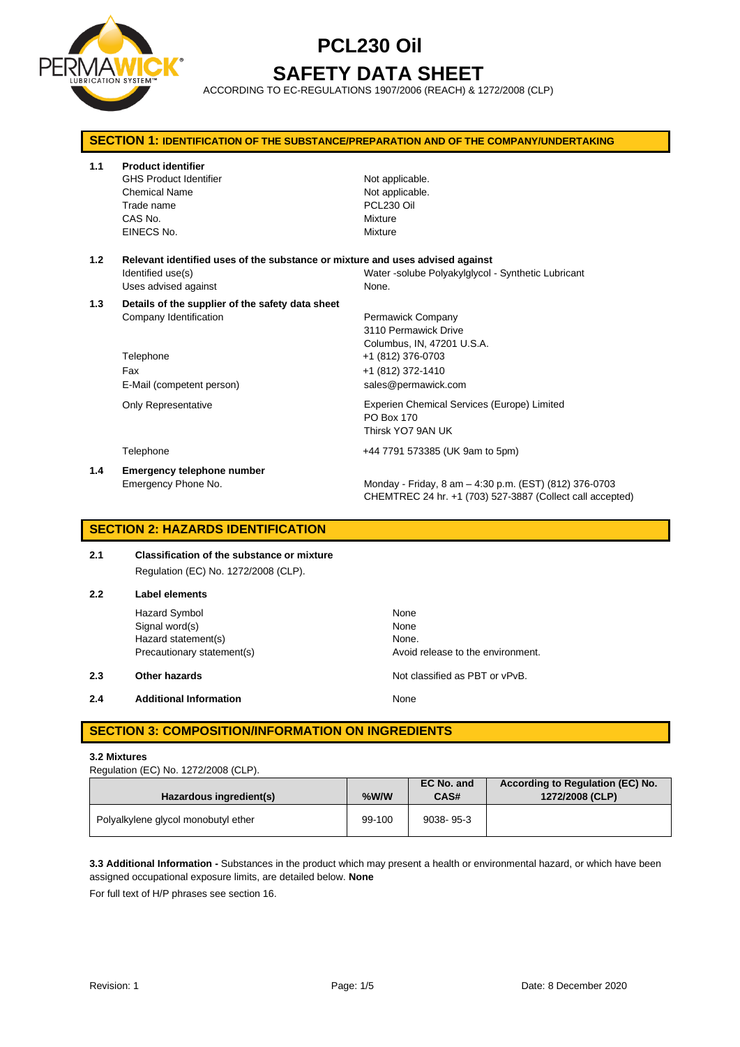# PCL230 Oil

# SAFETY DATA SHEET

ACCORDING TO EC-REGULATIONS 1907/2006 (REACH) & 1272/2008 (CLP)

## SECTION 1: IDENTIFICATION OF THE SUBSTANCE/PREPARATION AND OF THE COMPANY/UNDERTAKING

**1.1 Product identifier**

| | |
|---|---|
| GHS Product Identifier | Not applicable. |
| Chemical Name | Not applicable. |
| Trade name | PCL230 Oil |
| CAS No. | Mixture |
| EINECS No. | Mixture |

**1.2 Relevant identified uses of the substance or mixture and uses advised against**

| | |
|---|---|
| Identified use(s) | Water -solube Polyakylglycol - Synthetic Lubricant |
| Uses advised against | None. |

**1.3 Details of the supplier of the safety data sheet**

| | |
|---|---|
| Company Identification | Permawick Company<br>3110 Permawick Drive<br>Columbus, IN, 47201 U.S.A. |
| Telephone | +1 (812) 376-0703 |
| Fax | +1 (812) 372-1410 |
| E-Mail (competent person) | sales@permawick.com |
| Only Representative | Experien Chemical Services (Europe) Limited<br>PO Box 170<br>Thirsk YO7 9AN UK |
| Telephone | +44 7791 573385 (UK 9am to 5pm) |

**1.4 Emergency telephone number**

| | |
|---|---|
| Emergency Phone No. | Monday - Friday, 8 am – 4:30 p.m. (EST) (812) 376-0703<br>CHEMTREC 24 hr. +1 (703) 527-3887 (Collect call accepted) |

## SECTION 2: HAZARDS IDENTIFICATION

**2.1 Classification of the substance or mixture**

Regulation (EC) No. 1272/2008 (CLP).

**2.2 Label elements**

| | |
|---|---|
| Hazard Symbol | None |
| Signal word(s) | None |
| Hazard statement(s) | None. |
| Precautionary statement(s) | Avoid release to the environment. |

**2.3 Other hazards** Not classified as PBT or vPvB.

**2.4 Additional Information** None

## SECTION 3: COMPOSITION/INFORMATION ON INGREDIENTS

**3.2 Mixtures**

Regulation (EC) No. 1272/2008 (CLP).

| Hazardous ingredient(s) | %W/W | EC No. and CAS# | According to Regulation (EC) No. 1272/2008 (CLP) |
|---|---|---|---|
| Polyalkylene glycol monobutyl ether | 99-100 | 9038- 95-3 | |

**3.3 Additional Information -** Substances in the product which may present a health or environmental hazard, or which have been assigned occupational exposure limits, are detailed below. **None**

For full text of H/P phrases see section 16.

Revision: 1 Date: 8 December 2020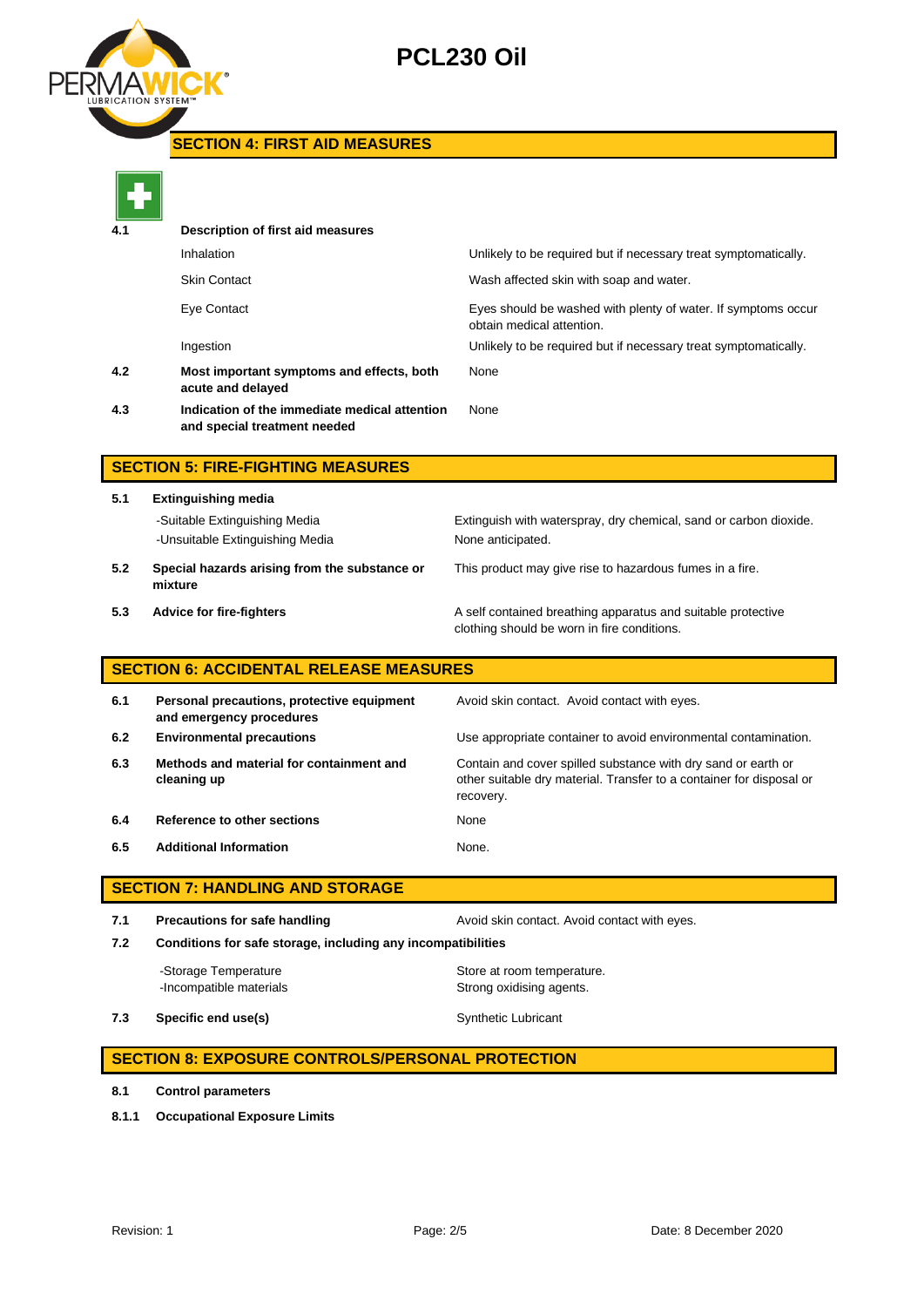## SECTION 4: FIRST AID MEASURES

| | | |
|---|---|---|
| **4.1** | **Description of first aid measures** | |
| | Inhalation | Unlikely to be required but if necessary treat symptomatically. |
| | Skin Contact | Wash affected skin with soap and water. |
| | Eye Contact | Eyes should be washed with plenty of water. If symptoms occur obtain medical attention. |
| | Ingestion | Unlikely to be required but if necessary treat symptomatically. |
| **4.2** | **Most important symptoms and effects, both acute and delayed** | None |
| **4.3** | **Indication of the immediate medical attention and special treatment needed** | None |

## SECTION 5: FIRE-FIGHTING MEASURES

| | | |
|---|---|---|
| **5.1** | **Extinguishing media** | |
| | -Suitable Extinguishing Media | Extinguish with waterspray, dry chemical, sand or carbon dioxide. |
| | -Unsuitable Extinguishing Media | None anticipated. |
| **5.2** | **Special hazards arising from the substance or mixture** | This product may give rise to hazardous fumes in a fire. |
| **5.3** | **Advice for fire-fighters** | A self contained breathing apparatus and suitable protective clothing should be worn in fire conditions. |

## SECTION 6: ACCIDENTAL RELEASE MEASURES

| | | |
|---|---|---|
| **6.1** | **Personal precautions, protective equipment and emergency procedures** | Avoid skin contact. Avoid contact with eyes. |
| **6.2** | **Environmental precautions** | Use appropriate container to avoid environmental contamination. |
| **6.3** | **Methods and material for containment and cleaning up** | Contain and cover spilled substance with dry sand or earth or other suitable dry material. Transfer to a container for disposal or recovery. |
| **6.4** | **Reference to other sections** | None |
| **6.5** | **Additional Information** | None. |

## SECTION 7: HANDLING AND STORAGE

| | | |
|---|---|---|
| **7.1** | **Precautions for safe handling** | Avoid skin contact. Avoid contact with eyes. |
| **7.2** | **Conditions for safe storage, including any incompatibilities** | |
| | -Storage Temperature | Store at room temperature. |
| | -Incompatible materials | Strong oxidising agents. |
| **7.3** | **Specific end use(s)** | Synthetic Lubricant |

## SECTION 8: EXPOSURE CONTROLS/PERSONAL PROTECTION

**8.1** **Control parameters**

**8.1.1** **Occupational Exposure Limits**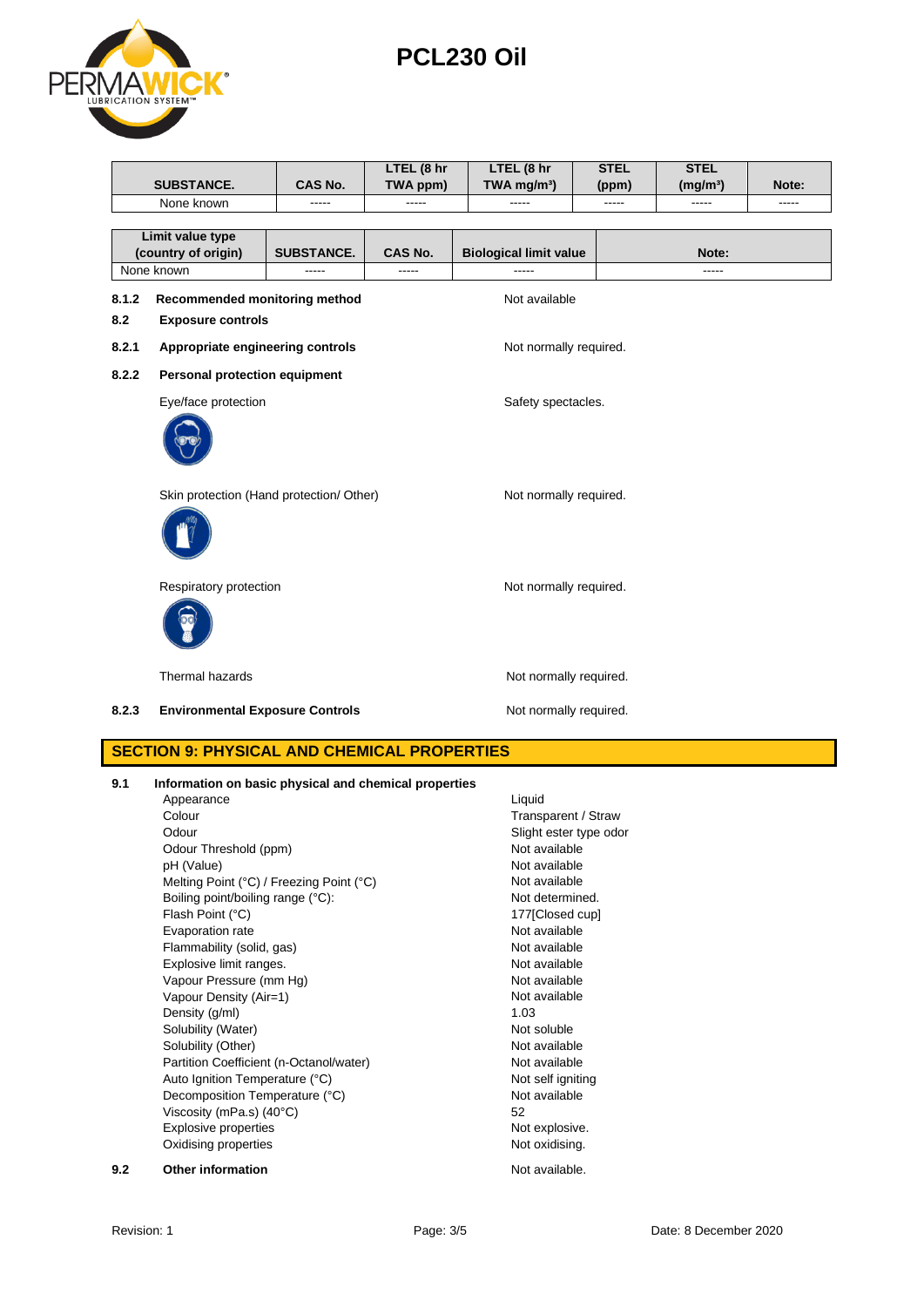| SUBSTANCE. | CAS No. | LTEL (8 hr TWA ppm) | LTEL (8 hr TWA mg/m³) | STEL (ppm) | STEL (mg/m³) | Note: |
|---|---|---|---|---|---|---|
| None known | ----- | ----- | ----- | ----- | ----- | ----- |

| Limit value type (country of origin) | SUBSTANCE. | CAS No. | Biological limit value | Note: |
|---|---|---|---|---|
| None known | ----- | ----- | ----- | ----- |

**8.1.2 Recommended monitoring method** — Not available

**8.2 Exposure controls**

**8.2.1 Appropriate engineering controls** — Not normally required.

**8.2.2 Personal protection equipment**

Eye/face protection — Safety spectacles.

Skin protection (Hand protection/ Other) — Not normally required.

Respiratory protection — Not normally required.

Thermal hazards — Not normally required.

**8.2.3 Environmental Exposure Controls** — Not normally required.

## SECTION 9: PHYSICAL AND CHEMICAL PROPERTIES

**9.1 Information on basic physical and chemical properties**

| Property | Value |
|---|---|
| Appearance | Liquid |
| Colour | Transparent / Straw |
| Odour | Slight ester type odor |
| Odour Threshold (ppm) | Not available |
| pH (Value) | Not available |
| Melting Point (°C) / Freezing Point (°C) | Not available |
| Boiling point/boiling range (°C): | Not determined. |
| Flash Point (°C) | 177[Closed cup] |
| Evaporation rate | Not available |
| Flammability (solid, gas) | Not available |
| Explosive limit ranges. | Not available |
| Vapour Pressure (mm Hg) | Not available |
| Vapour Density (Air=1) | Not available |
| Density (g/ml) | 1.03 |
| Solubility (Water) | Not soluble |
| Solubility (Other) | Not available |
| Partition Coefficient (n-Octanol/water) | Not available |
| Auto Ignition Temperature (°C) | Not self igniting |
| Decomposition Temperature (°C) | Not available |
| Viscosity (mPa.s) (40°C) | 52 |
| Explosive properties | Not explosive. |
| Oxidising properties | Not oxidising. |

**9.2 Other information** — Not available.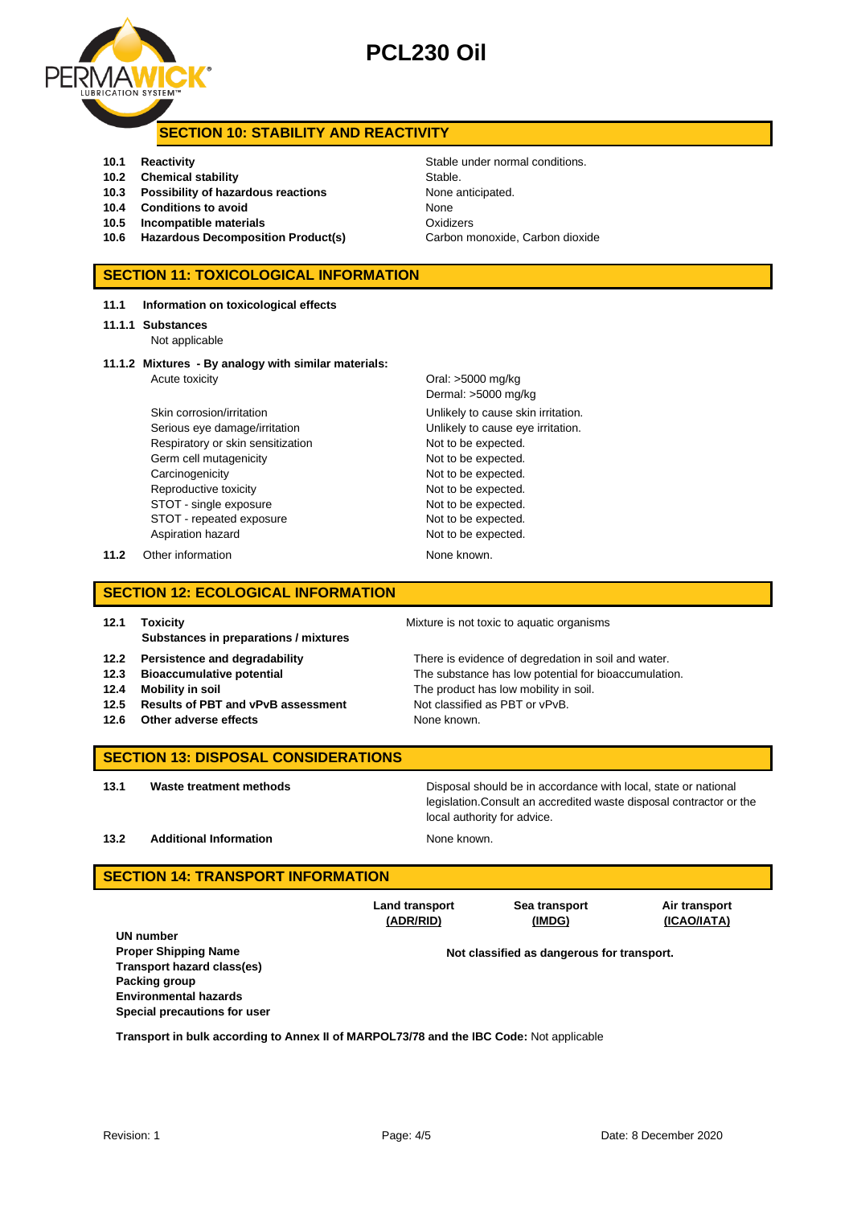## SECTION 10: STABILITY AND REACTIVITY

| | | |
|---|---|---|
| 10.1 | **Reactivity** | Stable under normal conditions. |
| 10.2 | **Chemical stability** | Stable. |
| 10.3 | **Possibility of hazardous reactions** | None anticipated. |
| 10.4 | **Conditions to avoid** | None |
| 10.5 | **Incompatible materials** | Oxidizers |
| 10.6 | **Hazardous Decomposition Product(s)** | Carbon monoxide, Carbon dioxide |

## SECTION 11: TOXICOLOGICAL INFORMATION

**11.1 Information on toxicological effects**

**11.1.1 Substances**

Not applicable

**11.1.2 Mixtures - By analogy with similar materials:**

| | |
|---|---|
| Acute toxicity | Oral: >5000 mg/kg<br>Dermal: >5000 mg/kg |
| Skin corrosion/irritation | Unlikely to cause skin irritation. |
| Serious eye damage/irritation | Unlikely to cause eye irritation. |
| Respiratory or skin sensitization | Not to be expected. |
| Germ cell mutagenicity | Not to be expected. |
| Carcinogenicity | Not to be expected. |
| Reproductive toxicity | Not to be expected. |
| STOT - single exposure | Not to be expected. |
| STOT - repeated exposure | Not to be expected. |
| Aspiration hazard | Not to be expected. |

**11.2** Other information — None known.

## SECTION 12: ECOLOGICAL INFORMATION

| | | |
|---|---|---|
| 12.1 | **Toxicity**<br>**Substances in preparations / mixtures** | Mixture is not toxic to aquatic organisms |
| 12.2 | **Persistence and degradability** | There is evidence of degradation in soil and water. |
| 12.3 | **Bioaccumulative potential** | The substance has low potential for bioaccumulation. |
| 12.4 | **Mobility in soil** | The product has low mobility in soil. |
| 12.5 | **Results of PBT and vPvB assessment** | Not classified as PBT or vPvB. |
| 12.6 | **Other adverse effects** | None known. |

## SECTION 13: DISPOSAL CONSIDERATIONS

| | | |
|---|---|---|
| 13.1 | **Waste treatment methods** | Disposal should be in accordance with local, state or national legislation.Consult an accredited waste disposal contractor or the local authority for advice. |
| 13.2 | **Additional Information** | None known. |

## SECTION 14: TRANSPORT INFORMATION

| | Land transport (ADR/RID) | Sea transport (IMDG) | Air transport (ICAO/IATA) |
|---|---|---|---|
| **UN number**<br>**Proper Shipping Name**<br>**Transport hazard class(es)**<br>**Packing group**<br>**Environmental hazards**<br>**Special precautions for user** | | **Not classified as dangerous for transport.** | |

**Transport in bulk according to Annex II of MARPOL73/78 and the IBC Code:** Not applicable

Revision: 1 | Date: 8 December 2020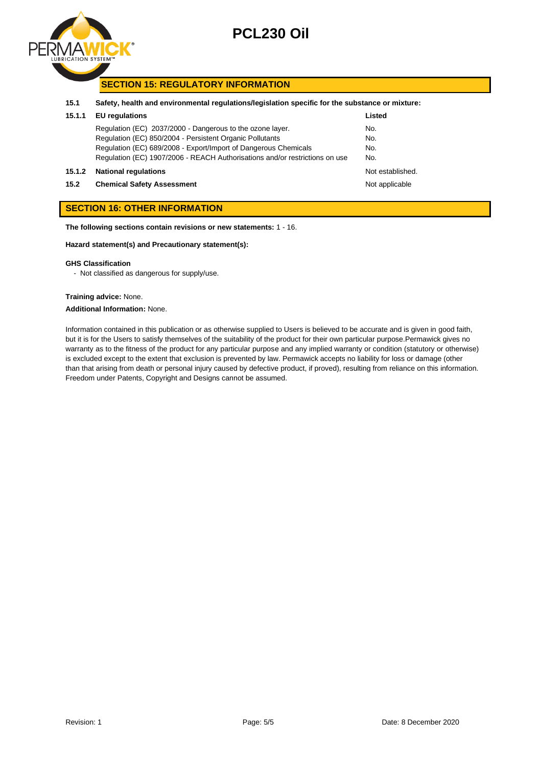## SECTION 15: REGULATORY INFORMATION

**15.1 Safety, health and environmental regulations/legislation specific for the substance or mixture:**

| | | |
|---|---|---|
| **15.1.1** | **EU regulations** | **Listed** |
| | Regulation (EC) 2037/2000 - Dangerous to the ozone layer. | No. |
| | Regulation (EC) 850/2004 - Persistent Organic Pollutants | No. |
| | Regulation (EC) 689/2008 - Export/Import of Dangerous Chemicals | No. |
| | Regulation (EC) 1907/2006 - REACH Authorisations and/or restrictions on use | No. |
| **15.1.2** | **National regulations** | Not established. |
| **15.2** | **Chemical Safety Assessment** | Not applicable |

## SECTION 16: OTHER INFORMATION

**The following sections contain revisions or new statements:** 1 - 16.

**Hazard statement(s) and Precautionary statement(s):**

**GHS Classification**

- Not classified as dangerous for supply/use.

**Training advice:** None.

**Additional Information:** None.

Information contained in this publication or as otherwise supplied to Users is believed to be accurate and is given in good faith, but it is for the Users to satisfy themselves of the suitability of the product for their own particular purpose.Permawick gives no warranty as to the fitness of the product for any particular purpose and any implied warranty or condition (statutory or otherwise) is excluded except to the extent that exclusion is prevented by law. Permawick accepts no liability for loss or damage (other than that arising from death or personal injury caused by defective product, if proved), resulting from reliance on this information. Freedom under Patents, Copyright and Designs cannot be assumed.